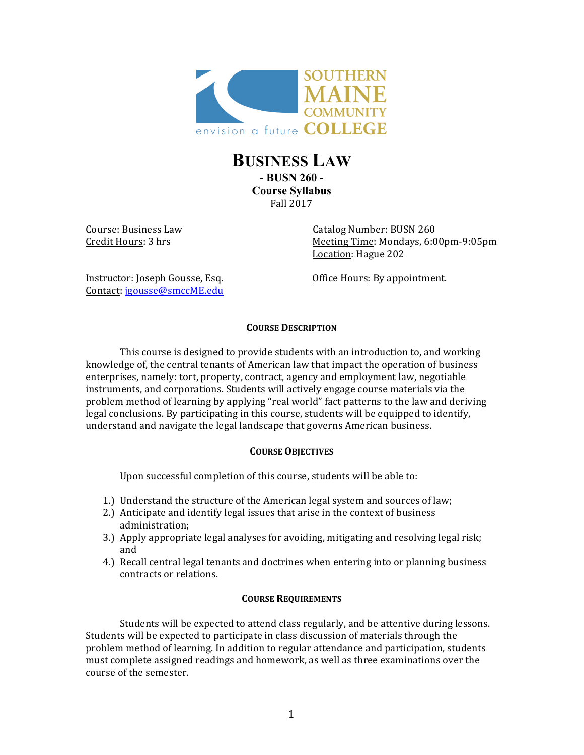# BUSINESS LAW

**- BUSN 260 -**

**Course Syllabus**

Fall 2017

Course: Business Law
Credit Hours: 3 hrs

Catalog Number: BUSN 260
Meeting Time: Mondays, 6:00pm-9:05pm
Location: Hague 202

Instructor: Joseph Gousse, Esq.
Contact: jgousse@smccME.edu

Office Hours: By appointment.

## COURSE DESCRIPTION

This course is designed to provide students with an introduction to, and working knowledge of, the central tenants of American law that impact the operation of business enterprises, namely: tort, property, contract, agency and employment law, negotiable instruments, and corporations. Students will actively engage course materials via the problem method of learning by applying "real world" fact patterns to the law and deriving legal conclusions. By participating in this course, students will be equipped to identify, understand and navigate the legal landscape that governs American business.

## COURSE OBJECTIVES

Upon successful completion of this course, students will be able to:

1.) Understand the structure of the American legal system and sources of law;
2.) Anticipate and identify legal issues that arise in the context of business administration;
3.) Apply appropriate legal analyses for avoiding, mitigating and resolving legal risk; and
4.) Recall central legal tenants and doctrines when entering into or planning business contracts or relations.

## COURSE REQUIREMENTS

Students will be expected to attend class regularly, and be attentive during lessons. Students will be expected to participate in class discussion of materials through the problem method of learning. In addition to regular attendance and participation, students must complete assigned readings and homework, as well as three examinations over the course of the semester.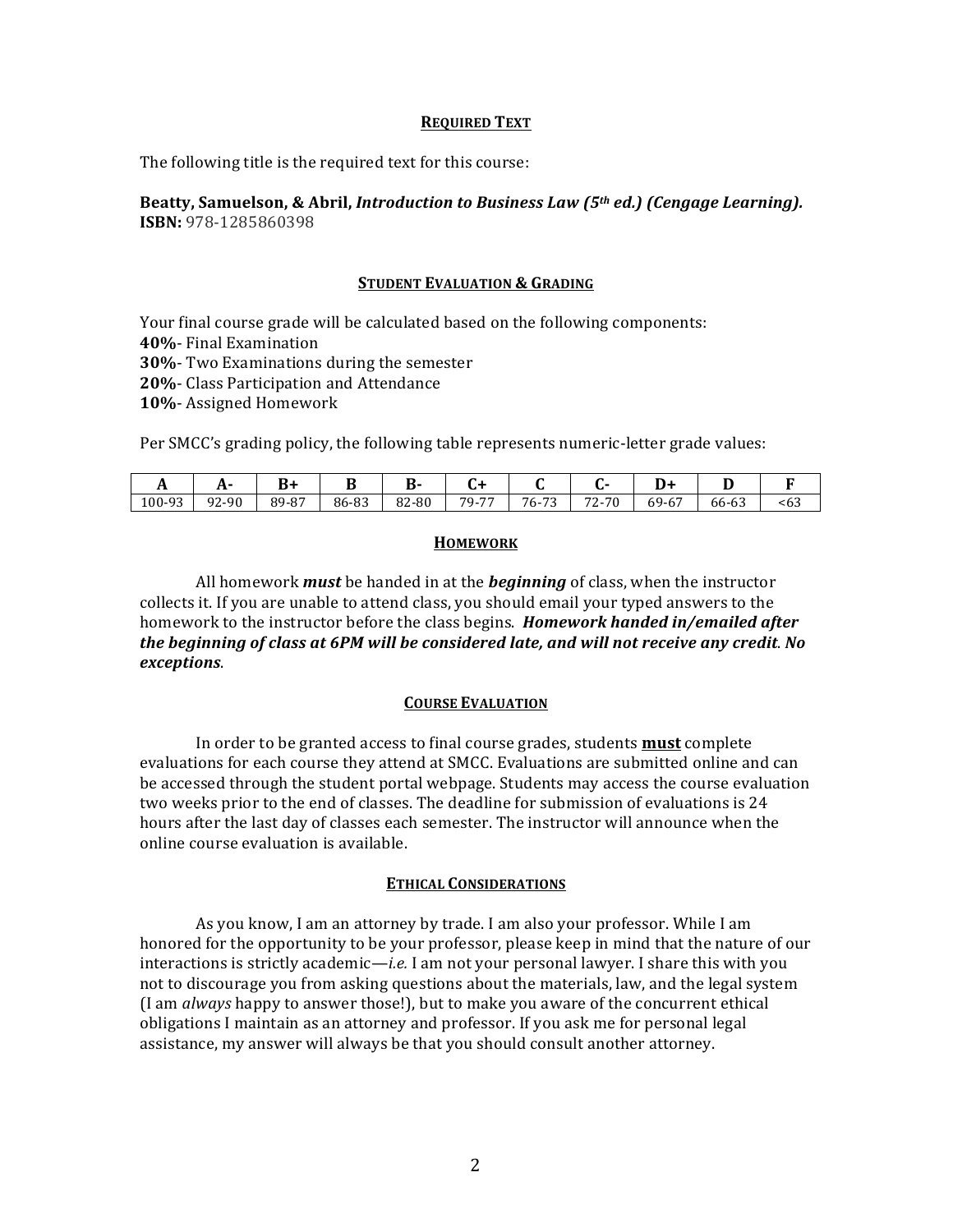## REQUIRED TEXT

The following title is the required text for this course:

**Beatty, Samuelson, & Abril, *Introduction to Business Law (5th ed.) (Cengage Learning).***
**ISBN:** 978-1285860398

## STUDENT EVALUATION & GRADING

Your final course grade will be calculated based on the following components:
**40%**- Final Examination
**30%**- Two Examinations during the semester
**20%**- Class Participation and Attendance
**10%**- Assigned Homework

Per SMCC's grading policy, the following table represents numeric-letter grade values:

| A | A- | B+ | B | B- | C+ | C | C- | D+ | D | F |
|---|---|---|---|---|---|---|---|---|---|---|
| 100-93 | 92-90 | 89-87 | 86-83 | 82-80 | 79-77 | 76-73 | 72-70 | 69-67 | 66-63 | <63 |

## HOMEWORK

All homework ***must*** be handed in at the ***beginning*** of class, when the instructor collects it. If you are unable to attend class, you should email your typed answers to the homework to the instructor before the class begins. ***Homework handed in/emailed after the beginning of class at 6PM will be considered late, and will not receive any credit. No exceptions***.

## COURSE EVALUATION

In order to be granted access to final course grades, students <u>**must**</u> complete evaluations for each course they attend at SMCC. Evaluations are submitted online and can be accessed through the student portal webpage. Students may access the course evaluation two weeks prior to the end of classes. The deadline for submission of evaluations is 24 hours after the last day of classes each semester. The instructor will announce when the online course evaluation is available.

## ETHICAL CONSIDERATIONS

As you know, I am an attorney by trade. I am also your professor. While I am honored for the opportunity to be your professor, please keep in mind that the nature of our interactions is strictly academic—*i.e.* I am not your personal lawyer. I share this with you not to discourage you from asking questions about the materials, law, and the legal system (I am *always* happy to answer those!), but to make you aware of the concurrent ethical obligations I maintain as an attorney and professor. If you ask me for personal legal assistance, my answer will always be that you should consult another attorney.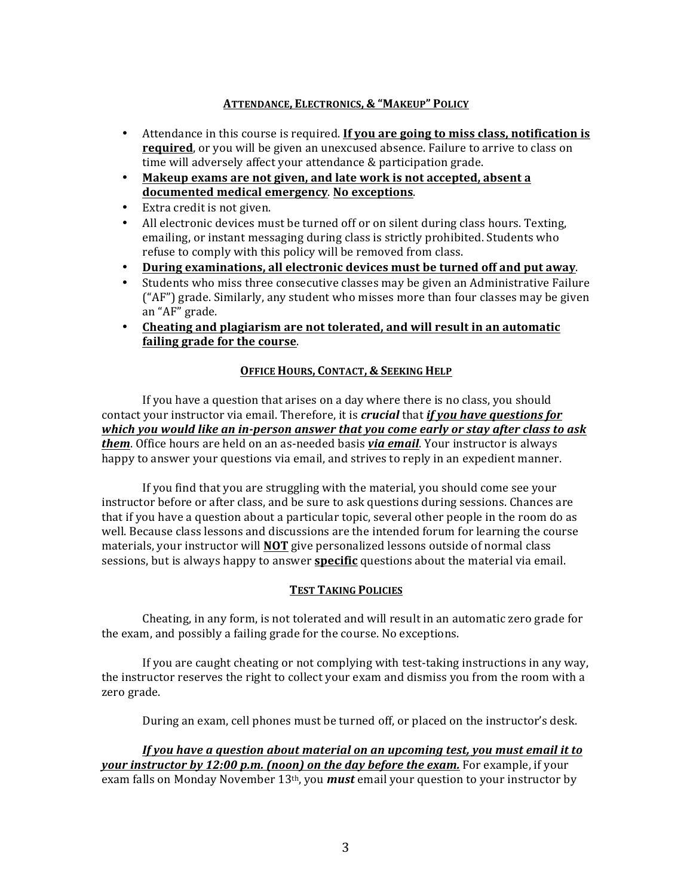## ATTENDANCE, ELECTRONICS, & "MAKEUP" POLICY

- Attendance in this course is required. **If you are going to miss class, notification is required**, or you will be given an unexcused absence. Failure to arrive to class on time will adversely affect your attendance & participation grade.
- **Makeup exams are not given, and late work is not accepted, absent a documented medical emergency**. **No exceptions**.
- Extra credit is not given.
- All electronic devices must be turned off or on silent during class hours. Texting, emailing, or instant messaging during class is strictly prohibited. Students who refuse to comply with this policy will be removed from class.
- **During examinations, all electronic devices must be turned off and put away**.
- Students who miss three consecutive classes may be given an Administrative Failure ("AF") grade. Similarly, any student who misses more than four classes may be given an "AF" grade.
- **Cheating and plagiarism are not tolerated, and will result in an automatic failing grade for the course**.

## OFFICE HOURS, CONTACT, & SEEKING HELP

If you have a question that arises on a day where there is no class, you should contact your instructor via email. Therefore, it is ***crucial*** that ***if you have questions for which you would like an in-person answer that you come early or stay after class to ask them***. Office hours are held on an as-needed basis ***via email***. Your instructor is always happy to answer your questions via email, and strives to reply in an expedient manner.

If you find that you are struggling with the material, you should come see your instructor before or after class, and be sure to ask questions during sessions. Chances are that if you have a question about a particular topic, several other people in the room do as well. Because class lessons and discussions are the intended forum for learning the course materials, your instructor will **NOT** give personalized lessons outside of normal class sessions, but is always happy to answer **specific** questions about the material via email.

## TEST TAKING POLICIES

Cheating, in any form, is not tolerated and will result in an automatic zero grade for the exam, and possibly a failing grade for the course. No exceptions.

If you are caught cheating or not complying with test-taking instructions in any way, the instructor reserves the right to collect your exam and dismiss you from the room with a zero grade.

During an exam, cell phones must be turned off, or placed on the instructor's desk.

***If you have a question about material on an upcoming test, you must email it to your instructor by 12:00 p.m. (noon) on the day before the exam.*** For example, if your exam falls on Monday November 13th, you ***must*** email your question to your instructor by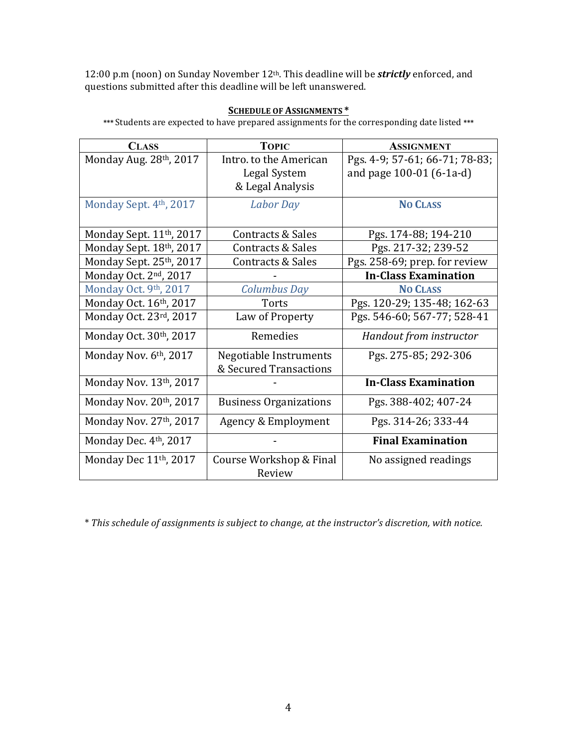12:00 p.m (noon) on Sunday November 12th. This deadline will be ***strictly*** enforced, and questions submitted after this deadline will be left unanswered.

**SCHEDULE OF ASSIGNMENTS \***

\*\*\* Students are expected to have prepared assignments for the corresponding date listed \*\*\*

| CLASS | TOPIC | ASSIGNMENT |
|---|---|---|
| Monday Aug. 28th, 2017 | Intro. to the American Legal System & Legal Analysis | Pgs. 4-9; 57-61; 66-71; 78-83; and page 100-01 (6-1a-d) |
| Monday Sept. 4th, 2017 | *Labor Day* | **NO CLASS** |
| Monday Sept. 11th, 2017 | Contracts & Sales | Pgs. 174-88; 194-210 |
| Monday Sept. 18th, 2017 | Contracts & Sales | Pgs. 217-32; 239-52 |
| Monday Sept. 25th, 2017 | Contracts & Sales | Pgs. 258-69; prep. for review |
| Monday Oct. 2nd, 2017 | - | **In-Class Examination** |
| Monday Oct. 9th, 2017 | *Columbus Day* | **NO CLASS** |
| Monday Oct. 16th, 2017 | Torts | Pgs. 120-29; 135-48; 162-63 |
| Monday Oct. 23rd, 2017 | Law of Property | Pgs. 546-60; 567-77; 528-41 |
| Monday Oct. 30th, 2017 | Remedies | *Handout from instructor* |
| Monday Nov. 6th, 2017 | Negotiable Instruments & Secured Transactions | Pgs. 275-85; 292-306 |
| Monday Nov. 13th, 2017 | - | **In-Class Examination** |
| Monday Nov. 20th, 2017 | Business Organizations | Pgs. 388-402; 407-24 |
| Monday Nov. 27th, 2017 | Agency & Employment | Pgs. 314-26; 333-44 |
| Monday Dec. 4th, 2017 | - | **Final Examination** |
| Monday Dec 11th, 2017 | Course Workshop & Final Review | No assigned readings |

\* *This schedule of assignments is subject to change, at the instructor's discretion, with notice.*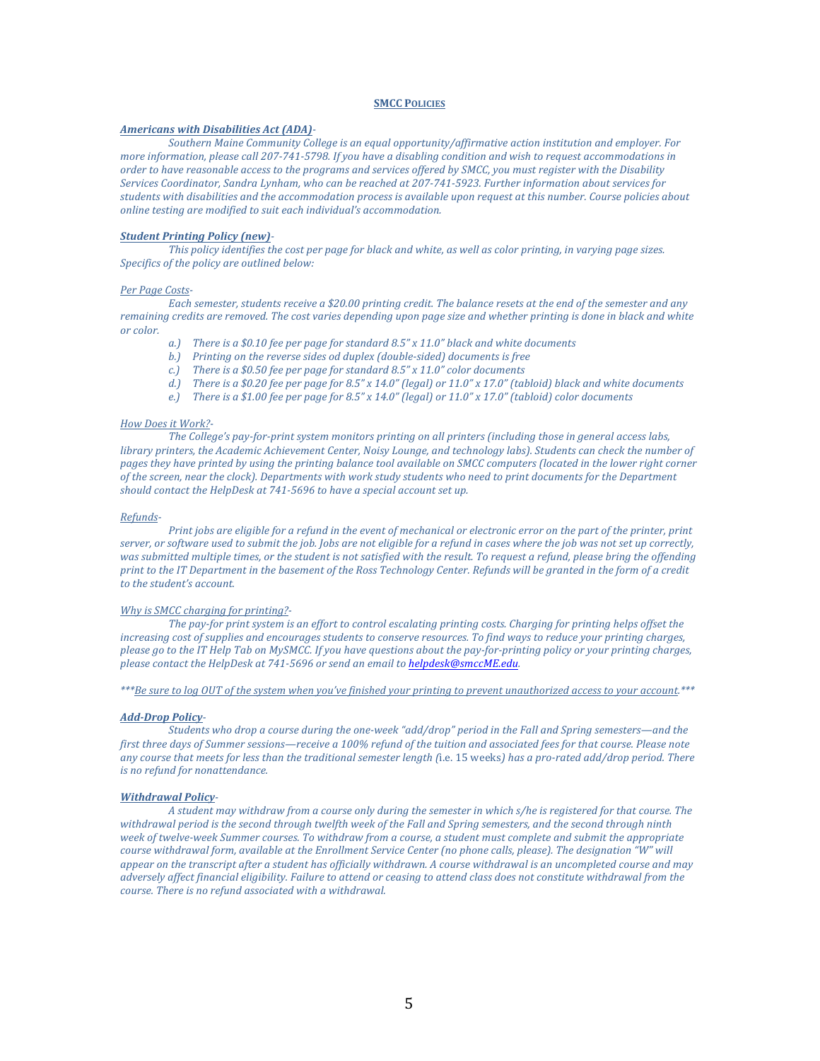## SMCC POLICIES

***Americans with Disabilities Act (ADA)***-

*Southern Maine Community College is an equal opportunity/affirmative action institution and employer. For more information, please call 207-741-5798. If you have a disabling condition and wish to request accommodations in order to have reasonable access to the programs and services offered by SMCC, you must register with the Disability Services Coordinator, Sandra Lynham, who can be reached at 207-741-5923. Further information about services for students with disabilities and the accommodation process is available upon request at this number. Course policies about online testing are modified to suit each individual's accommodation.*

***Student Printing Policy (new)***-

*This policy identifies the cost per page for black and white, as well as color printing, in varying page sizes. Specifics of the policy are outlined below:*

*Per Page Costs*-

*Each semester, students receive a $20.00 printing credit. The balance resets at the end of the semester and any remaining credits are removed. The cost varies depending upon page size and whether printing is done in black and white or color.*

- *a.) There is a $0.10 fee per page for standard 8.5" x 11.0" black and white documents*
- *b.) Printing on the reverse sides od duplex (double-sided) documents is free*
- *c.) There is a $0.50 fee per page for standard 8.5" x 11.0" color documents*
- *d.) There is a $0.20 fee per page for 8.5" x 14.0" (legal) or 11.0" x 17.0" (tabloid) black and white documents*
- *e.) There is a $1.00 fee per page for 8.5" x 14.0" (legal) or 11.0" x 17.0" (tabloid) color documents*

*How Does it Work?*-

*The College's pay-for-print system monitors printing on all printers (including those in general access labs, library printers, the Academic Achievement Center, Noisy Lounge, and technology labs). Students can check the number of pages they have printed by using the printing balance tool available on SMCC computers (located in the lower right corner of the screen, near the clock). Departments with work study students who need to print documents for the Department should contact the HelpDesk at 741-5696 to have a special account set up.*

*Refunds*-

*Print jobs are eligible for a refund in the event of mechanical or electronic error on the part of the printer, print server, or software used to submit the job. Jobs are not eligible for a refund in cases where the job was not set up correctly, was submitted multiple times, or the student is not satisfied with the result. To request a refund, please bring the offending print to the IT Department in the basement of the Ross Technology Center. Refunds will be granted in the form of a credit to the student's account.*

*Why is SMCC charging for printing?*-

*The pay-for print system is an effort to control escalating printing costs. Charging for printing helps offset the increasing cost of supplies and encourages students to conserve resources. To find ways to reduce your printing charges, please go to the IT Help Tab on MySMCC. If you have questions about the pay-for-printing policy or your printing charges, please contact the HelpDesk at 741-5696 or send an email to **helpdesk@smccME.edu**.*

****\*<u>Be sure to log OUT of the system when you've finished your printing to prevent unauthorized access to your account</u>.\*\*\****

***Add-Drop Policy***-

*Students who drop a course during the one-week "add/drop" period in the Fall and Spring semesters—and the first three days of Summer sessions—receive a 100% refund of the tuition and associated fees for that course. Please note any course that meets for less than the traditional semester length (*i.e. 15 weeks*) has a pro-rated add/drop period. There is no refund for nonattendance.*

***Withdrawal Policy***-

*A student may withdraw from a course only during the semester in which s/he is registered for that course. The withdrawal period is the second through twelfth week of the Fall and Spring semesters, and the second through ninth week of twelve-week Summer courses. To withdraw from a course, a student must complete and submit the appropriate course withdrawal form, available at the Enrollment Service Center (no phone calls, please). The designation "W" will appear on the transcript after a student has officially withdrawn. A course withdrawal is an uncompleted course and may adversely affect financial eligibility. Failure to attend or ceasing to attend class does not constitute withdrawal from the course. There is no refund associated with a withdrawal.*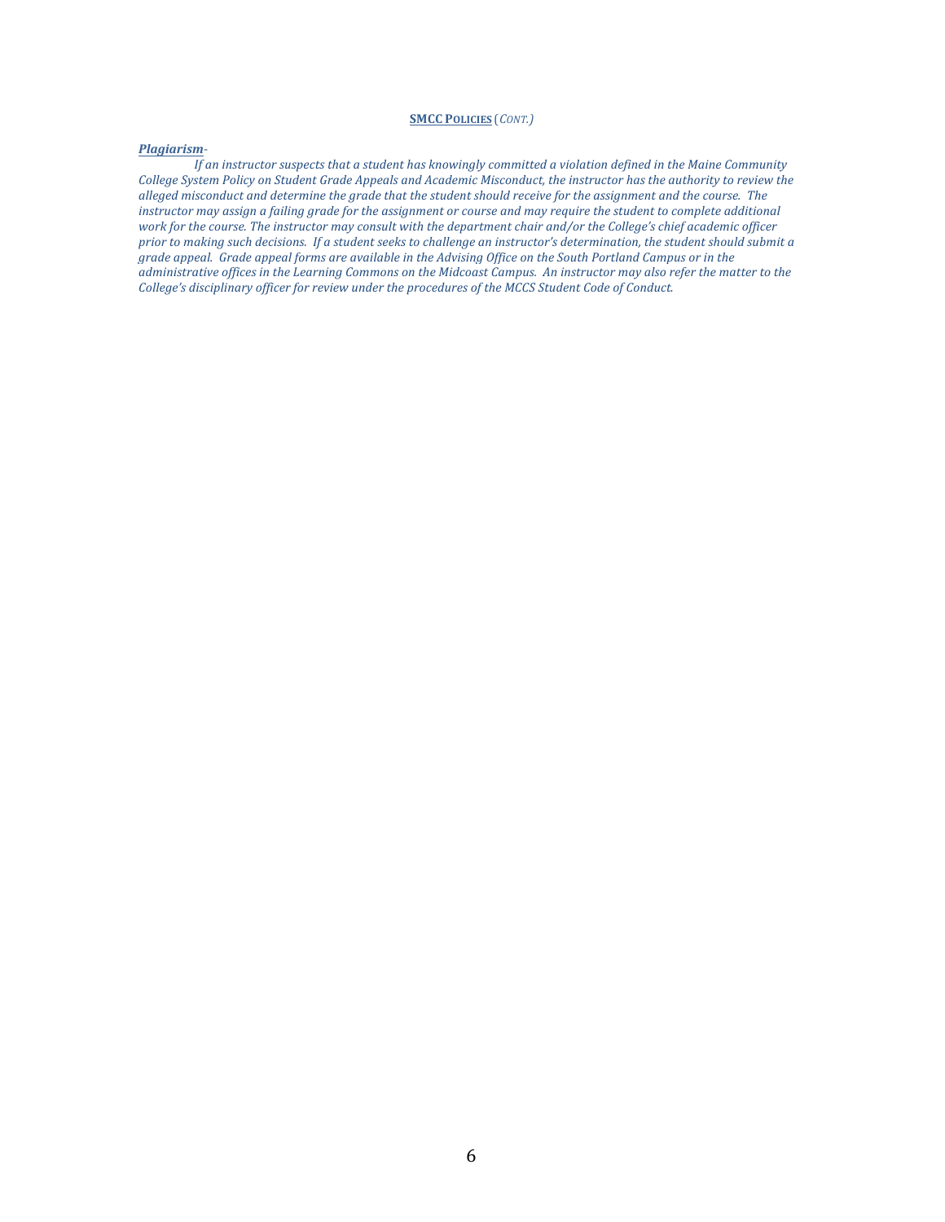**SMCC POLICIES** (*CONT.)*

***Plagiarism-***

*If an instructor suspects that a student has knowingly committed a violation defined in the Maine Community College System Policy on Student Grade Appeals and Academic Misconduct, the instructor has the authority to review the alleged misconduct and determine the grade that the student should receive for the assignment and the course. The instructor may assign a failing grade for the assignment or course and may require the student to complete additional work for the course. The instructor may consult with the department chair and/or the College's chief academic officer prior to making such decisions. If a student seeks to challenge an instructor's determination, the student should submit a grade appeal. Grade appeal forms are available in the Advising Office on the South Portland Campus or in the administrative offices in the Learning Commons on the Midcoast Campus. An instructor may also refer the matter to the College's disciplinary officer for review under the procedures of the MCCS Student Code of Conduct.*